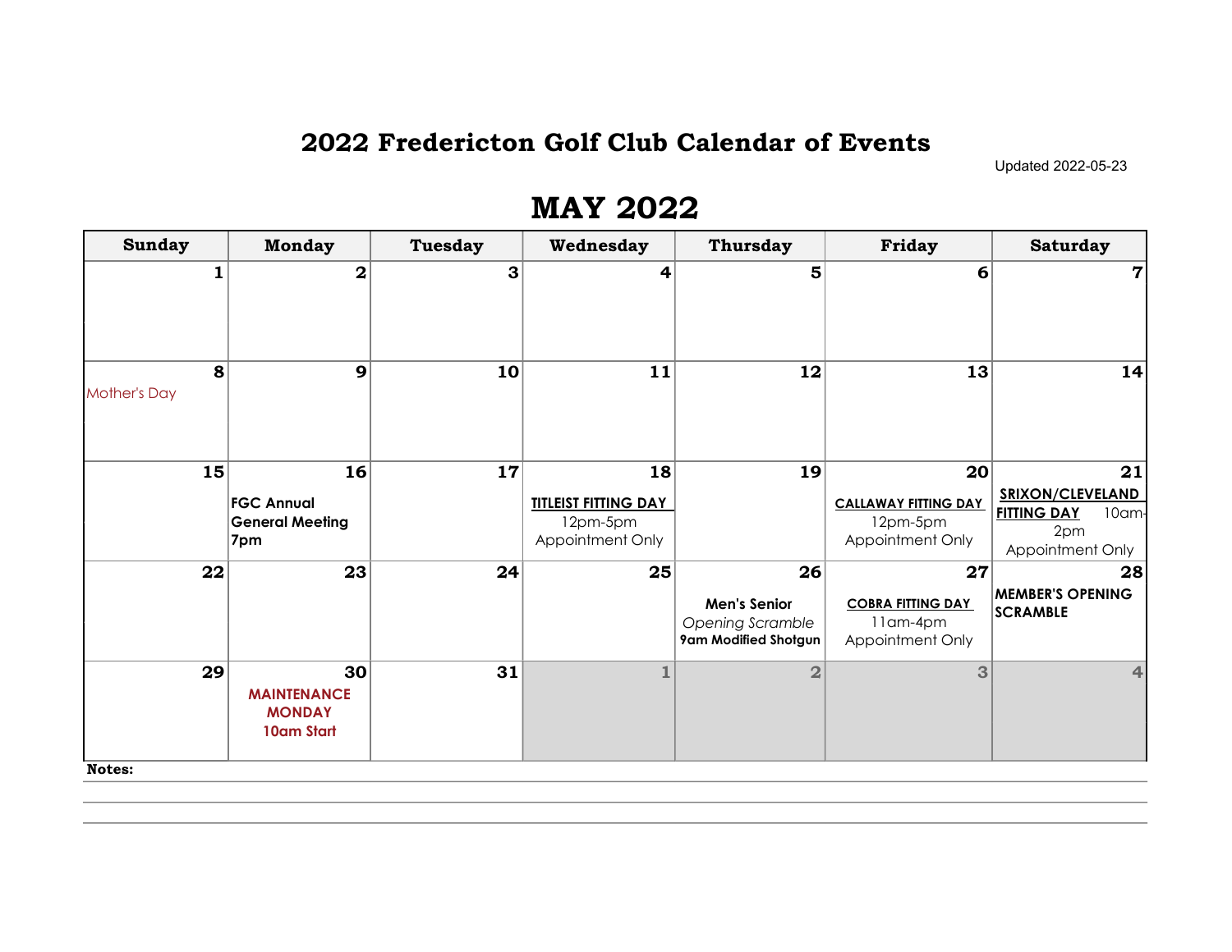# 2022 Fredericton Golf Club Calendar of Events

Updated 2022-05-23

## MAY 2022

| Sunday | Monday | Tuesday | Wednesday | Thursday | Friday | Saturday |
|---|---|---|---|---|---|---|
| 1 | 2 | 3 | 4 | 5 | 6 | 7 |
| 8<br>Mother's Day | 9 | 10 | 11 | 12 | 13 | 14 |
| 15 | 16<br>**FGC Annual General Meeting 7pm** | 17 | 18<br>**TITLEIST FITTING DAY**<br>12pm-5pm<br>Appointment Only | 19 | 20<br>**CALLAWAY FITTING DAY**<br>12pm-5pm<br>Appointment Only | 21<br>**SRIXON/CLEVELAND FITTING DAY** 10am-2pm<br>Appointment Only |
| 22 | 23 | 24 | 25 | 26<br>**Men's Senior**<br>*Opening Scramble*<br>**9am Modified Shotgun** | 27<br>**COBRA FITTING DAY**<br>11am-4pm<br>Appointment Only | 28<br>**MEMBER'S OPENING SCRAMBLE** |
| 29 | 30<br>**MAINTENANCE MONDAY**<br>**10am Start** | 31 | 1 | 2 | 3 | 4 |

**Notes:**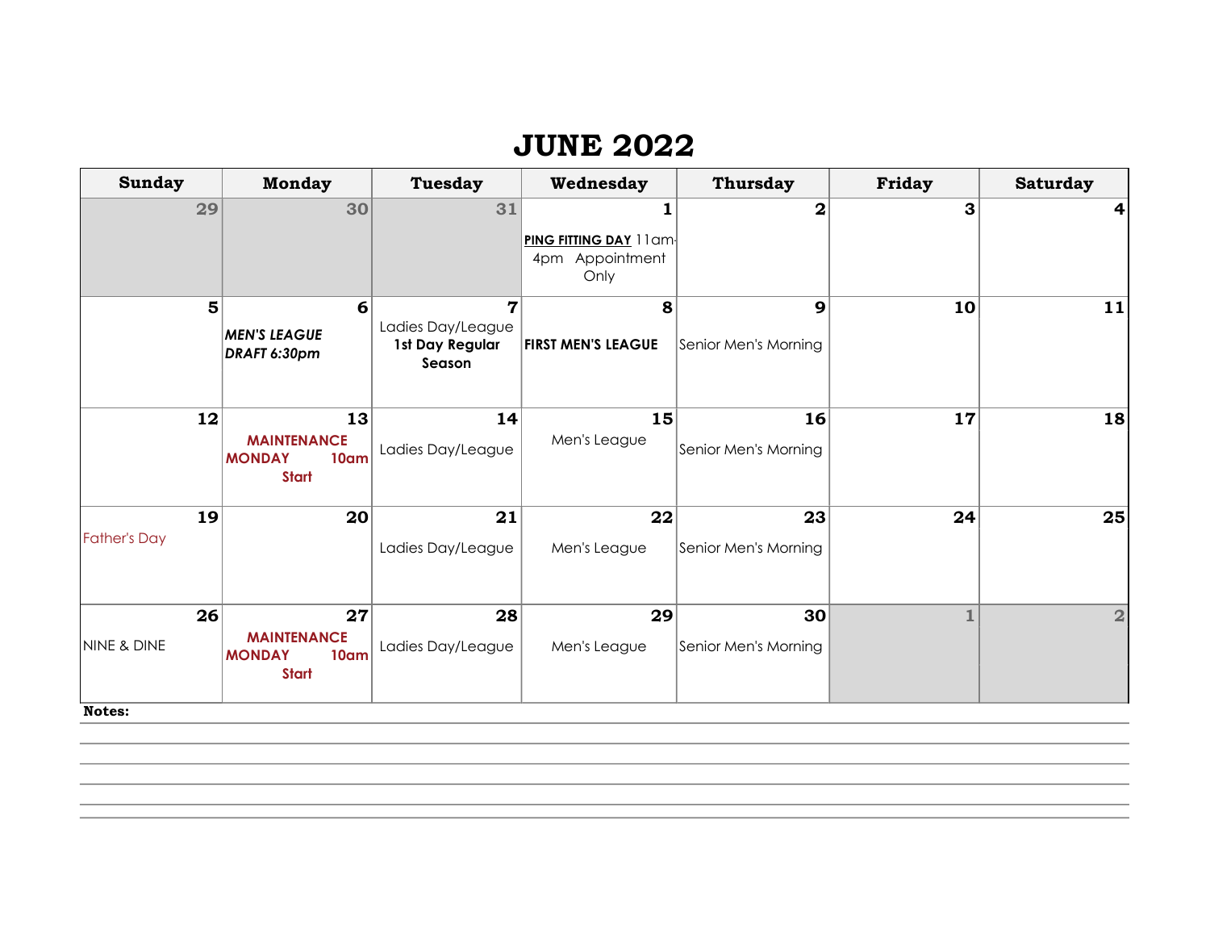# JUNE 2022

| Sunday | Monday | Tuesday | Wednesday | Thursday | Friday | Saturday |
|---|---|---|---|---|---|---|
| 29 | 30 | 31 | 1 **PING FITTING DAY** 11am-4pm Appointment Only | 2 | 3 | 4 |
| 5 | 6 ***MEN'S LEAGUE DRAFT 6:30pm*** | 7 Ladies Day/League **1st Day Regular Season** | 8 **FIRST MEN'S LEAGUE** | 9 Senior Men's Morning | 10 | 11 |
| 12 | 13 **MAINTENANCE MONDAY 10am Start** | 14 Ladies Day/League | 15 Men's League | 16 Senior Men's Morning | 17 | 18 |
| 19 Father's Day | 20 | 21 Ladies Day/League | 22 Men's League | 23 Senior Men's Morning | 24 | 25 |
| 26 NINE & DINE | 27 **MAINTENANCE MONDAY 10am Start** | 28 Ladies Day/League | 29 Men's League | 30 Senior Men's Morning | 1 | 2 |

**Notes:**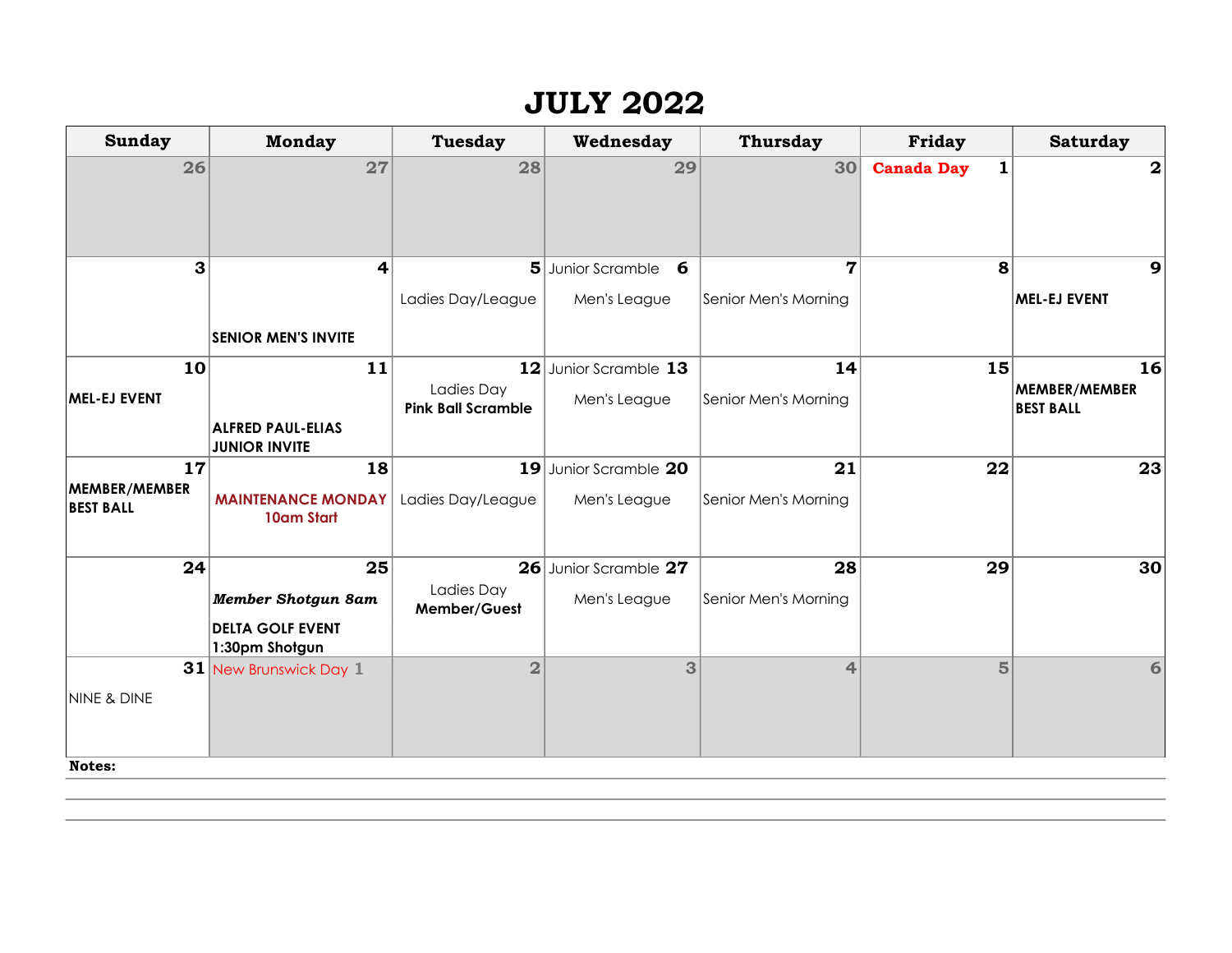# JULY 2022

| Sunday | Monday | Tuesday | Wednesday | Thursday | Friday | Saturday |
|---|---|---|---|---|---|---|
| 26 | 27 | 28 | 29 | 30 | 1 **Canada Day** | 2 |
| 3 | 4 **SENIOR MEN'S INVITE** | 5 Ladies Day/League | 6 Junior Scramble Men's League | 7 Senior Men's Morning | 8 | 9 **MEL-EJ EVENT** |
| 10 **MEL-EJ EVENT** | 11 **ALFRED PAUL-ELIAS JUNIOR INVITE** | 12 Ladies Day **Pink Ball Scramble** | 13 Junior Scramble Men's League | 14 Senior Men's Morning | 15 | 16 **MEMBER/MEMBER BEST BALL** |
| 17 **MEMBER/MEMBER BEST BALL** | 18 **MAINTENANCE MONDAY 10am Start** | 19 Ladies Day/League | 20 Junior Scramble Men's League | 21 Senior Men's Morning | 22 | 23 |
| 24 | 25 ***Member Shotgun 8am*** **DELTA GOLF EVENT 1:30pm Shotgun** | 26 Ladies Day **Member/Guest** | 27 Junior Scramble Men's League | 28 Senior Men's Morning | 29 | 30 |
| 31 NINE & DINE | 1 New Brunswick Day | 2 | 3 | 4 | 5 | 6 |

**Notes:**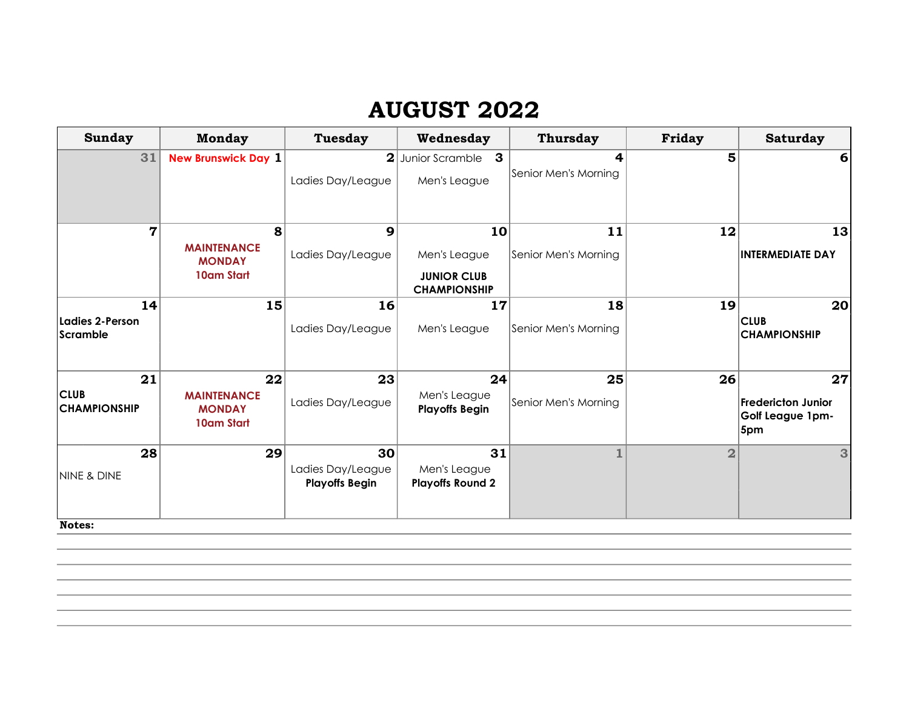# AUGUST 2022

| Sunday | Monday | Tuesday | Wednesday | Thursday | Friday | Saturday |
|---|---|---|---|---|---|---|
| 31 | 1 New Brunswick Day | 2 Ladies Day/League | 3 Junior Scramble<br>Men's League | 4 Senior Men's Morning | 5 | 6 |
| 7 | 8 **MAINTENANCE MONDAY 10am Start** | 9 Ladies Day/League | 10 Men's League<br>**JUNIOR CLUB CHAMPIONSHIP** | 11 Senior Men's Morning | 12 | 13 **INTERMEDIATE DAY** |
| 14 **Ladies 2-Person Scramble** | 15 | 16 Ladies Day/League | 17 Men's League | 18 Senior Men's Morning | 19 | 20 **CLUB CHAMPIONSHIP** |
| 21 **CLUB CHAMPIONSHIP** | 22 **MAINTENANCE MONDAY 10am Start** | 23 Ladies Day/League | 24 Men's League<br>**Playoffs Begin** | 25 Senior Men's Morning | 26 | 27 **Fredericton Junior Golf League 1pm-5pm** |
| 28 NINE & DINE | 29 | 30 Ladies Day/League<br>**Playoffs Begin** | 31 Men's League<br>**Playoffs Round 2** | 1 | 2 | 3 |

**Notes:**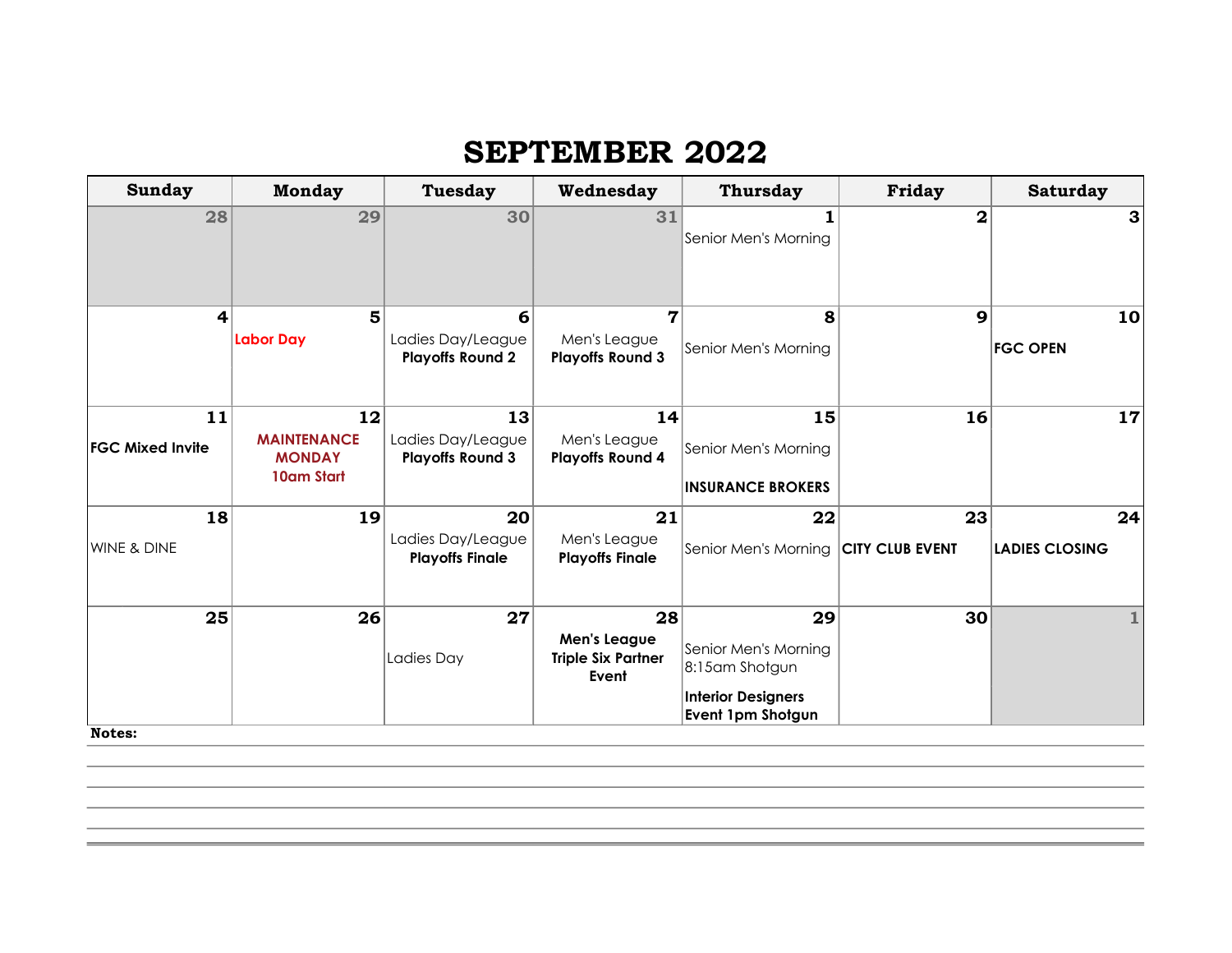# SEPTEMBER 2022

| Sunday | Monday | Tuesday | Wednesday | Thursday | Friday | Saturday |
|---|---|---|---|---|---|---|
| 28 | 29 | 30 | 31 | 1<br>Senior Men's Morning | 2 | 3 |
| 4 | 5<br>Labor Day | 6<br>Ladies Day/League<br>**Playoffs Round 2** | 7<br>Men's League<br>**Playoffs Round 3** | 8<br>Senior Men's Morning | 9 | 10<br>**FGC OPEN** |
| 11<br>**FGC Mixed Invite** | 12<br>**MAINTENANCE MONDAY**<br>**10am Start** | 13<br>Ladies Day/League<br>**Playoffs Round 3** | 14<br>Men's League<br>**Playoffs Round 4** | 15<br>Senior Men's Morning<br>**INSURANCE BROKERS** | 16 | 17 |
| 18<br>WINE & DINE | 19 | 20<br>Ladies Day/League<br>**Playoffs Finale** | 21<br>Men's League<br>**Playoffs Finale** | 22<br>Senior Men's Morning | 23<br>**CITY CLUB EVENT** | 24<br>**LADIES CLOSING** |
| 25 | 26 | 27<br>Ladies Day | 28<br>**Men's League**<br>**Triple Six Partner Event** | 29<br>Senior Men's Morning<br>8:15am Shotgun<br>**Interior Designers Event 1pm Shotgun** | 30 | 1 |

**Notes:**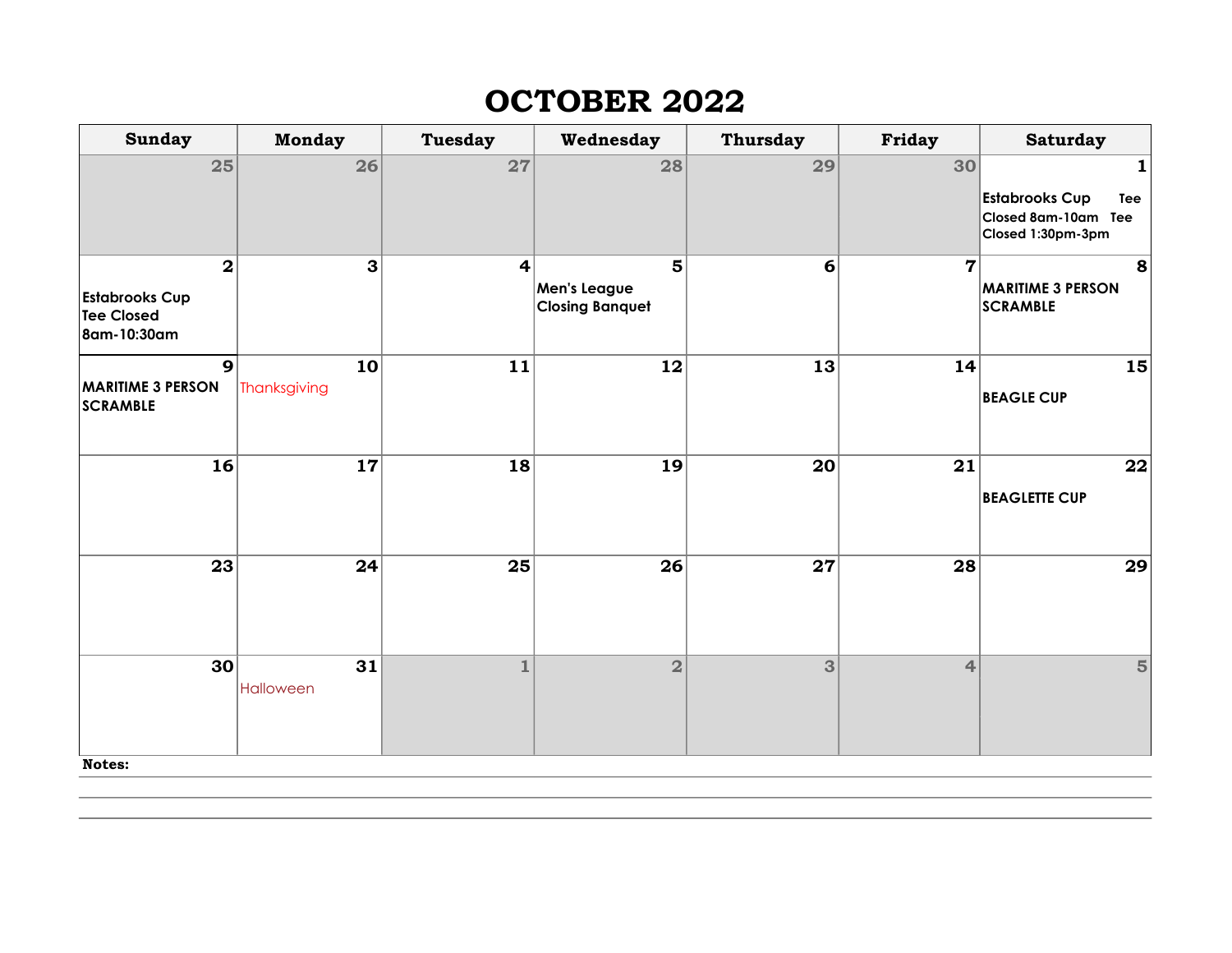# OCTOBER 2022

| Sunday | Monday | Tuesday | Wednesday | Thursday | Friday | Saturday |
|---|---|---|---|---|---|---|
| 25 | 26 | 27 | 28 | 29 | 30 | 1<br>**Estabrooks Cup Tee Closed 8am-10am Tee Closed 1:30pm-3pm** |
| 2<br>**Estabrooks Cup Tee Closed 8am-10:30am** | 3 | 4 | 5<br>**Men's League Closing Banquet** | 6 | 7 | 8<br>**MARITIME 3 PERSON SCRAMBLE** |
| 9<br>**MARITIME 3 PERSON SCRAMBLE** | 10<br>Thanksgiving | 11 | 12 | 13 | 14 | 15<br>**BEAGLE CUP** |
| 16 | 17 | 18 | 19 | 20 | 21 | 22<br>**BEAGLETTE CUP** |
| 23 | 24 | 25 | 26 | 27 | 28 | 29 |
| 30 | 31<br>Halloween | 1 | 2 | 3 | 4 | 5 |

**Notes:**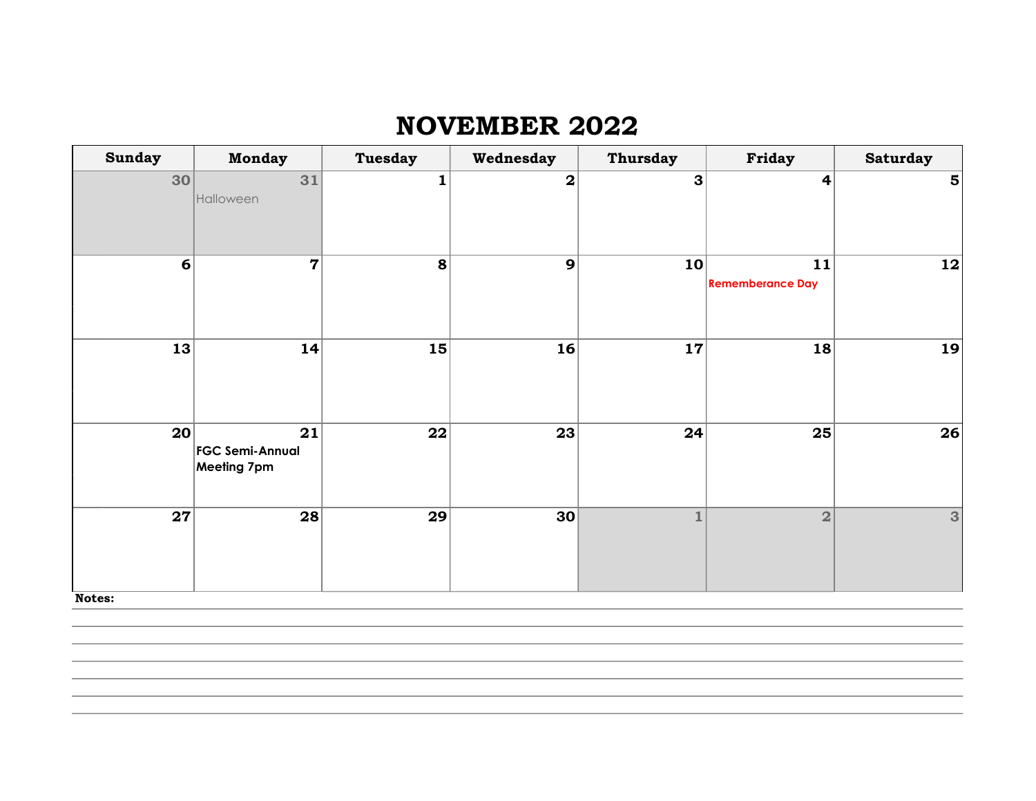# NOVEMBER 2022

| Sunday | Monday | Tuesday | Wednesday | Thursday | Friday | Saturday |
|---|---|---|---|---|---|---|
| 30 | 31 Halloween | 1 | 2 | 3 | 4 | 5 |
| 6 | 7 | 8 | 9 | 10 | 11 Rememberance Day | 12 |
| 13 | 14 | 15 | 16 | 17 | 18 | 19 |
| 20 | 21 **FGC Semi-Annual Meeting 7pm** | 22 | 23 | 24 | 25 | 26 |
| 27 | 28 | 29 | 30 | 1 | 2 | 3 |

**Notes:**